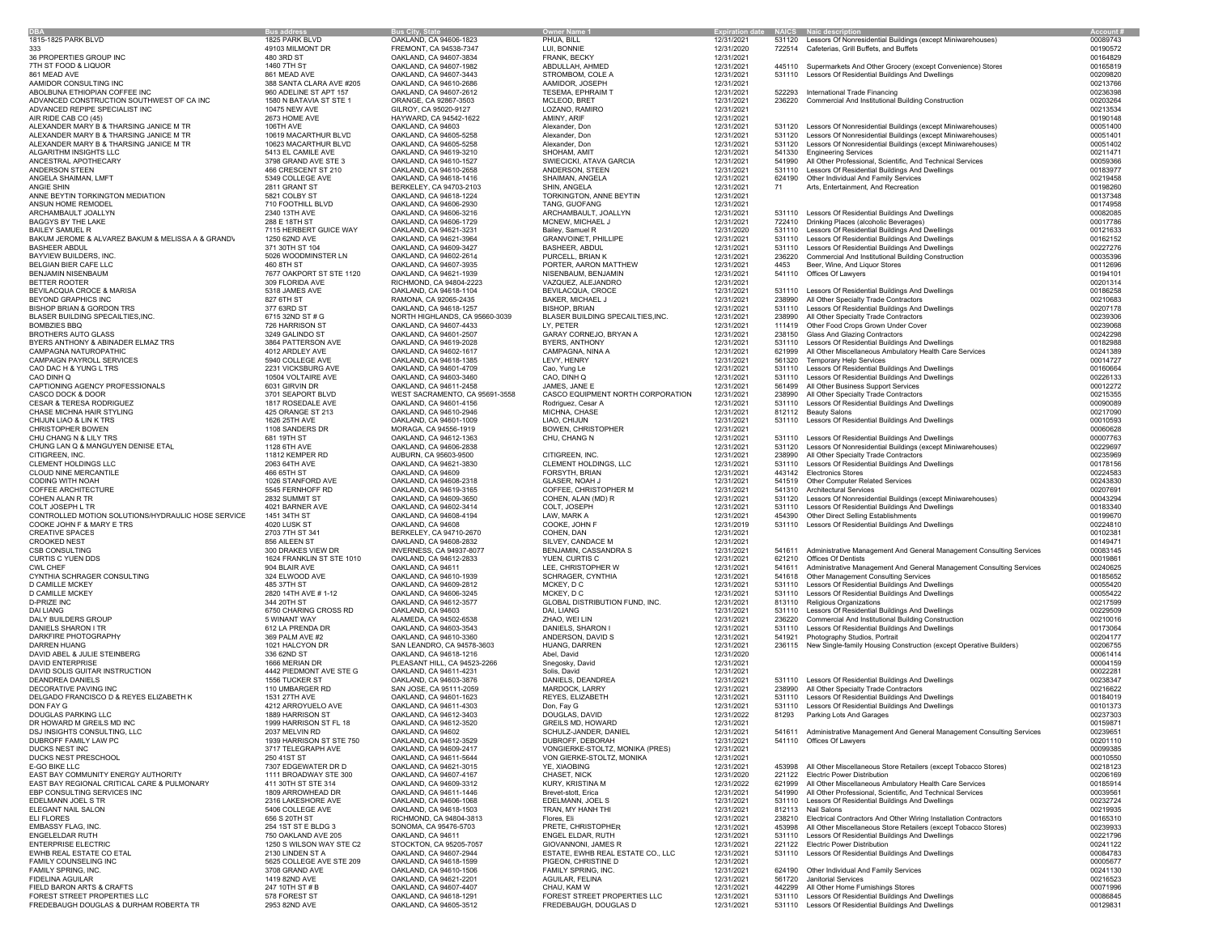| DBA | Bus address | Bus City, State | Owner Name 1 | Expiration date | NAICS | Naic description | Account # |
|---|---|---|---|---|---|---|---|
| 1815-1825 PARK BLVD | 1825 PARK BLVD | OAKLAND, CA 94606-1823 | PHUA, BILL | 12/31/2021 | 531120 | Lessors Of Nonresidential Buildings (except Miniwarehouses) | 00089743 |
| 333 | 49103 MILMONT DR | FREMONT, CA 94538-7347 | LUI, BONNIE | 12/31/2020 | 722514 | Cafeterias, Grill Buffets, and Buffets | 00190572 |
| 36 PROPERTIES GROUP INC | 480 3RD ST | OAKLAND, CA 94607-3834 | FRANK, BECKY | 12/31/2021 | | | 00164829 |
| 7TH ST FOOD & LIQUOR | 1460 7TH ST | OAKLAND, CA 94607-1982 | ABDULLAH, AHMED | 12/31/2021 | 445110 | Supermarkets And Other Grocery (except Convenience) Stores | 00165819 |
| 861 MEAD AVE | 861 MEAD AVE | OAKLAND, CA 94607-3443 | STROMBOM, COLE A | 12/31/2021 | 531110 | Lessors Of Residential Buildings And Dwellings | 00209820 |
| AAMIDOR CONSULTING INC | 388 SANTA CLARA AVE #205 | OAKLAND, CA 94610-2686 | AAMIDOR, JOSEPH | 12/31/2021 | | | 00213766 |
| ABOLBUNA ETHIOPIAN COFFEE INC | 960 ADELINE ST APT 157 | OAKLAND, CA 94607-2612 | TESEMA, EPHRAIM T | 12/31/2021 | 522293 | International Trade Financing | 00236398 |
| ADVANCED CONSTRUCTION SOUTHWEST OF CA INC | 1580 N BATAVIA ST STE 1 | ORANGE, CA 92867-3503 | MCLEOD, BRET | 12/31/2021 | 236220 | Commercial And Institutional Building Construction | 00203264 |
| ADVANCED REPIPE SPECIALIST INC | 10475 NEW AVE | GILROY, CA 95020-9127 | LOZANO, RAMIRO | 12/31/2021 | | | 00213534 |
| AIR RIDE CAB CO (45) | 2673 HOME AVE | HAYWARD, CA 94542-1622 | AMINY, ARIF | 12/31/2021 | | | 00190148 |
| ALEXANDER MARY B & THARSING JANICE M TR | 106TH AVE | OAKLAND, CA 94603 | Alexander, Don | 12/31/2021 | 531120 | Lessors Of Nonresidential Buildings (except Miniwarehouses) | 00051400 |
| ALEXANDER MARY B & THARSING JANICE M TR | 10619 MACARTHUR BLVD | OAKLAND, CA 94605-5258 | Alexander, Don | 12/31/2021 | 531120 | Lessors Of Nonresidential Buildings (except Miniwarehouses) | 00051401 |
| ALEXANDER MARY B & THARSING JANICE M TR | 10623 MACARTHUR BLVD | OAKLAND, CA 94605-5258 | Alexander, Don | 12/31/2021 | 531120 | Lessors Of Nonresidential Buildings (except Miniwarehouses) | 00051402 |
| ALGARITHM INSIGHTS LLC | 5413 EL CAMILE AVE | OAKLAND, CA 94619-3210 | SHOHAM, AMIT | 12/31/2021 | 541330 | Engineering Services | 00211471 |
| ANCESTRAL APOTHECARY | 3798 GRAND AVE STE 3 | OAKLAND, CA 94610-1527 | SWIECICKI, ATAVA GARCIA | 12/31/2021 | 541990 | All Other Professional, Scientific, And Technical Services | 00059366 |
| ANDERSON STEEN | 466 CRESCENT ST 210 | OAKLAND, CA 94610-2658 | ANDERSON, STEEN | 12/31/2021 | 531110 | Lessors Of Residential Buildings And Dwellings | 00183977 |
| ANGELA SHAIMAN, LMFT | 5349 COLLEGE AVE | OAKLAND, CA 94618-1416 | SHAIMAN, ANGELA | 12/31/2021 | 624190 | Other Individual And Family Services | 00219458 |
| ANGIE SHIN | 2811 GRANT ST | BERKELEY, CA 94703-2103 | SHIN, ANGELA | 12/31/2021 | 71 | Arts, Entertainment, And Recreation | 00198260 |
| ANNE BEYTIN TORKINGTON MEDIATION | 5821 COLBY ST | OAKLAND, CA 94618-1224 | TORKINGTON, ANNE BEYTIN | 12/31/2021 | | | 00137348 |
| ANSUN HOME REMODEL | 710 FOOTHILL BLVD | OAKLAND, CA 94606-2930 | TANG, GUOFANG | 12/31/2021 | | | 00174958 |
| ARCHAMBAULT JOALLYN | 2340 13TH AVE | OAKLAND, CA 94606-3216 | ARCHAMBAULT, JOALLYN | 12/31/2021 | 531110 | Lessors Of Residential Buildings And Dwellings | 00082085 |
| BAGGYS BY THE LAKE | 288 E 18TH ST | OAKLAND, CA 94606-1729 | MCNEW, MICHAEL J | 12/31/2021 | 722410 | Drinking Places (alcoholic Beverages) | 00017786 |
| BAILEY SAMUEL R | 7115 HERBERT GUICE WAY | OAKLAND, CA 94621-3231 | Bailey, Samuel R | 12/31/2020 | 531110 | Lessors Of Residential Buildings And Dwellings | 00121633 |
| BAKUM JEROME & ALVAREZ BAKUM & MELISSA A & GRANDV | 1250 62ND AVE | OAKLAND, CA 94621-3964 | GRANVOINET, PHILLIPE | 12/31/2021 | 531110 | Lessors Of Residential Buildings And Dwellings | 00162152 |
| BASHEER ABDUL | 371 30TH ST 104 | OAKLAND, CA 94609-3427 | BASHEER, ABDUL | 12/31/2021 | 531110 | Lessors Of Residential Buildings And Dwellings | 00227276 |
| BAYVIEW BUILDERS, INC. | 5026 WOODMINSTER LN | OAKLAND, CA 94602-2614 | PURCELL, BRIAN K | 12/31/2021 | 236220 | Commercial And Institutional Building Construction | 00035396 |
| BELGIAN BIER CAFE LLC | 460 8TH ST | OAKLAND, CA 94607-3935 | PORTER, AARON MATTHEW | 12/31/2021 | 4453 | Beer, Wine, And Liquor Stores | 00112696 |
| BENJAMIN NISENBAUM | 7677 OAKPORT ST STE 1120 | OAKLAND, CA 94621-1939 | NISENBAUM, BENJAMIN | 12/31/2021 | 541110 | Offices Of Lawyers | 00194101 |
| BETTER ROOTER | 309 FLORIDA AVE | RICHMOND, CA 94804-2223 | VAZQUEZ, ALEJANDRO | 12/31/2021 | | | 00201314 |
| BEVILACQUA CROCE & MARISA | 5318 JAMES AVE | OAKLAND, CA 94618-1104 | BEVILACQUA, CROCE | 12/31/2021 | 531110 | Lessors Of Residential Buildings And Dwellings | 00186258 |
| BEYOND GRAPHICS INC | 827 6TH ST | RAMONA, CA 92065-2435 | BAKER, MICHAEL J | 12/31/2021 | 238990 | All Other Specialty Trade Contractors | 00210683 |
| BISHOP BRIAN & GORDON TRS | 377 63RD ST | OAKLAND, CA 94618-1257 | BISHOP, BRIAN | 12/31/2021 | 531110 | Lessors Of Residential Buildings And Dwellings | 00207178 |
| BLASER BUILDING SPECAILTIES,INC. | 6715 32ND ST # G | NORTH HIGHLANDS, CA 95660-3039 | BLASER BUILDING SPECAILTIES,INC. | 12/31/2021 | 238990 | All Other Specialty Trade Contractors | 00239306 |
| BOMBZIES BBQ | 726 HARRISON ST | OAKLAND, CA 94607-4433 | LY, PETER | 12/31/2021 | 111419 | Other Food Crops Grown Under Cover | 00239068 |
| BROTHERS AUTO GLASS | 3249 GALINDO ST | OAKLAND, CA 94601-2507 | GARAY CORNEJO, BRYAN A | 12/31/2021 | 238150 | Glass And Glazing Contractors | 00242298 |
| BYERS ANTHONY & ABINADER ELMAZ TRS | 3864 PATTERSON AVE | OAKLAND, CA 94619-2028 | BYERS, ANTHONY | 12/31/2021 | 531110 | Lessors Of Residential Buildings And Dwellings | 00182988 |
| CAMPAGNA NATUROPATHIC | 4012 ARDLEY AVE | OAKLAND, CA 94602-1617 | CAMPAGNA, NINA A | 12/31/2021 | 621999 | All Other Miscellaneous Ambulatory Health Care Services | 00241389 |
| CAMPAIGN PAYROLL SERVICES | 5940 COLLEGE AVE | OAKLAND, CA 94618-1385 | LEVY, HENRY | 12/31/2021 | 561320 | Temporary Help Services | 00014727 |
| CAO DAC H & YUNG L TRS | 2231 VICKSBURG AVE | OAKLAND, CA 94601-4709 | Cao, Yung Le | 12/31/2021 | 531110 | Lessors Of Residential Buildings And Dwellings | 00160664 |
| CAO DINH Q | 10504 VOLTAIRE AVE | OAKLAND, CA 94603-3460 | CAO, DINH Q | 12/31/2021 | 531110 | Lessors Of Residential Buildings And Dwellings | 00226133 |
| CAPTIONING AGENCY PROFESSIONALS | 6031 GIRVIN DR | OAKLAND, CA 94611-2458 | JAMES, JANE E | 12/31/2021 | 561499 | All Other Business Support Services | 00012272 |
| CASCO DOCK & DOOR | 3701 SEAPORT BLVD | WEST SACRAMENTO, CA 95691-3558 | CASCO EQUIPMENT NORTH CORPORATION | 12/31/2021 | 238990 | All Other Specialty Trade Contractors | 00215355 |
| CESAR & TERESA RODRIGUEZ | 1817 ROSEDALE AVE | OAKLAND, CA 94601-4156 | Rodriguez, Cesar A | 12/31/2021 | 531110 | Lessors Of Residential Buildings And Dwellings | 00090089 |
| CHASE MICHNA HAIR STYLING | 425 ORANGE ST 213 | OAKLAND, CA 94610-2946 | MICHNA, CHASE | 12/31/2021 | 812112 | Beauty Salons | 00217090 |
| CHIJUN LIAO & LIN K TRS | 1626 25TH AVE | OAKLAND, CA 94601-1009 | LIAO, CHIJUN | 12/31/2021 | 531110 | Lessors Of Residential Buildings And Dwellings | 00010593 |
| CHRISTOPHER BOWEN | 1108 SANDERS DR | MORAGA, CA 94556-1919 | BOWEN, CHRISTOPHER | 12/31/2021 | | | 00060628 |
| CHU CHANG N & LILY TRS | 681 19TH ST | OAKLAND, CA 94612-1363 | CHU, CHANG N | 12/31/2021 | 531110 | Lessors Of Residential Buildings And Dwellings | 00007763 |
| CHUNG LAN Q & MANGUYEN DENISE ETAL | 1128 6TH AVE | OAKLAND, CA 94606-2838 | | 12/31/2021 | 531120 | Lessors Of Nonresidential Buildings (except Miniwarehouses) | 00229697 |
| CITIGREEN, INC. | 11812 KEMPER RD | AUBURN, CA 95603-9500 | CITIGREEN, INC. | 12/31/2021 | 238990 | All Other Specialty Trade Contractors | 00235969 |
| CLEMENT HOLDINGS LLC | 2063 64TH AVE | OAKLAND, CA 94621-3830 | CLEMENT HOLDINGS, LLC | 12/31/2021 | 531110 | Lessors Of Residential Buildings And Dwellings | 00178156 |
| CLOUD NINE MERCANTILE | 466 65TH ST | OAKLAND, CA 94609 | FORSYTH, BRIAN | 12/31/2021 | 443142 | Electronics Stores | 00224583 |
| CODING WITH NOAH | 1026 STANFORD AVE | OAKLAND, CA 94608-2318 | GLASER, NOAH J | 12/31/2021 | 541519 | Other Computer Related Services | 00243830 |
| COFFEE ARCHITECTURE | 5545 FERNHOFF RD | OAKLAND, CA 94619-3165 | COFFEE, CHRISTOPHER M | 12/31/2021 | 541310 | Architectural Services | 00207691 |
| COHEN ALAN R TR | 2832 SUMMIT ST | OAKLAND, CA 94609-3650 | COHEN, ALAN (MD) R | 12/31/2021 | 531120 | Lessors Of Nonresidential Buildings (except Miniwarehouses) | 00043294 |
| COLT JOSEPH L TR | 4021 BARNER AVE | OAKLAND, CA 94602-3414 | COLT, JOSEPH | 12/31/2021 | 531110 | Lessors Of Residential Buildings And Dwellings | 00183340 |
| CONTROLLED MOTION SOLUTIONS/HYDRAULIC HOSE SERVICE | 1451 34TH ST | OAKLAND, CA 94608-4194 | LAW, MARK A | 12/31/2021 | 454390 | Other Direct Selling Establishments | 00199670 |
| COOKE JOHN F & MARY E TRS | 4020 LUSK ST | OAKLAND, CA 94608 | COOKE, JOHN F | 12/31/2019 | 531110 | Lessors Of Residential Buildings And Dwellings | 00224810 |
| CREATIVE SPACES | 2703 7TH ST 341 | BERKELEY, CA 94710-2670 | COHEN, DAN | 12/31/2021 | | | 00102381 |
| CROOKED NEST | 856 AILEEN ST | OAKLAND, CA 94608-2832 | SILVEY, CANDACE M | 12/31/2021 | | | 00149471 |
| CSB CONSULTING | 300 DRAKES VIEW DR | INVERNESS, CA 94937-8077 | BENJAMIN, CASSANDRA S | 12/31/2021 | 541611 | Administrative Management And General Management Consulting Services | 00083145 |
| CURTIS C YUEN DDS | 1624 FRANKLIN ST STE 1010 | OAKLAND, CA 94612-2833 | YUEN, CURTIS C | 12/31/2021 | 621210 | Offices Of Dentists | 00019861 |
| CWL CHEF | 904 BLAIR AVE | OAKLAND, CA 94611 | LEE, CHRISTOPHER W | 12/31/2021 | 541611 | Administrative Management And General Management Consulting Services | 00240625 |
| CYNTHIA SCHRAGER CONSULTING | 324 ELWOOD AVE | OAKLAND, CA 94610-1939 | SCHRAGER, CYNTHIA | 12/31/2021 | 541618 | Other Management Consulting Services | 00185652 |
| D CAMILLE MCKEY | 485 37TH ST | OAKLAND, CA 94609-2812 | MCKEY, D C | 12/31/2021 | 531110 | Lessors Of Residential Buildings And Dwellings | 00055420 |
| D CAMILLE MCKEY | 2820 14TH AVE # 1-12 | OAKLAND, CA 94606-3245 | MCKEY, D C | 12/31/2021 | 531110 | Lessors Of Residential Buildings And Dwellings | 00055422 |
| D-PRIZE INC | 344 20TH ST | OAKLAND, CA 94612-3577 | GLOBAL DISTRIBUTION FUND, INC. | 12/31/2021 | 813110 | Religious Organizations | 00217599 |
| DAI LIANG | 6750 CHARING CROSS RD | OAKLAND, CA 94603 | DAI, LIANG | 12/31/2021 | 531110 | Lessors Of Residential Buildings And Dwellings | 00229509 |
| DALY BUILDERS GROUP | 5 WINANT WAY | ALAMEDA, CA 94502-6538 | ZHAO, WEI LIN | 12/31/2021 | 236220 | Commercial And Institutional Building Construction | 00210016 |
| DANIELS SHARON I TR | 612 LA PRENDA DR | OAKLAND, CA 94603-3543 | DANIELS, SHARON I | 12/31/2021 | 531110 | Lessors Of Residential Buildings And Dwellings | 00173064 |
| DARKFIRE PHOTOGRAPHY | 369 PALM AVE #2 | OAKLAND, CA 94610-3360 | ANDERSON, DAVID S | 12/31/2021 | 541921 | Photography Studios, Portrait | 00204177 |
| DARREN HUANG | 1021 HALCYON DR | SAN LEANDRO, CA 94578-3603 | HUANG, DARREN | 12/31/2021 | 236115 | New Single-family Housing Construction (except Operative Builders) | 00206755 |
| DAVID ABEL & JULIE STEINBERG | 336 62ND ST | OAKLAND, CA 94618-1216 | Abel, David | 12/31/2020 | | | 00061414 |
| DAVID ENTERPRISE | 1666 MERIAN DR | PLEASANT HILL, CA 94523-2266 | Snegosky, David | 12/31/2021 | | | 00004159 |
| DAVID SOLIS GUITAR INSTRUCTION | 4442 PIEDMONT AVE STE G | OAKLAND, CA 94611-4231 | Solis, David | 12/31/2021 | | | 00022281 |
| DEANDREA DANIELS | 1556 TUCKER ST | OAKLAND, CA 94603-3876 | DANIELS, DEANDREA | 12/31/2021 | 531110 | Lessors Of Residential Buildings And Dwellings | 00238347 |
| DECORATIVE PAVING INC | 110 UMBARGER RD | SAN JOSE, CA 95111-2059 | MARDOCK, LARRY | 12/31/2021 | 238990 | All Other Specialty Trade Contractors | 00216622 |
| DELGADO FRANCISCO D & REYES ELIZABETH K | 1531 27TH AVE | OAKLAND, CA 94601-1623 | REYES, ELIZABETH | 12/31/2021 | 531110 | Lessors Of Residential Buildings And Dwellings | 00184019 |
| DON FAY G | 4212 ARROYUELO AVE | OAKLAND, CA 94611-4303 | Don, Fay G | 12/31/2021 | 531110 | Lessors Of Residential Buildings And Dwellings | 00101373 |
| DOUGLAS PARKING LLC | 1889 HARRISON ST | OAKLAND, CA 94612-3403 | DOUGLAS, DAVID | 12/31/2022 | 81293 | Parking Lots And Garages | 00237303 |
| DR HOWARD M GREILS MD INC | 1999 HARRISON ST FL 18 | OAKLAND, CA 94612-3520 | GREILS MD, HOWARD | 12/31/2021 | | | 00159871 |
| DSJ INSIGHTS CONSULTING, LLC | 2037 MELVIN RD | OAKLAND, CA 94602 | SCHULZ-JANDER, DANIEL | 12/31/2021 | 541611 | Administrative Management And General Management Consulting Services | 00239651 |
| DUBROFF FAMILY LAW PC | 1939 HARRISON ST STE 750 | OAKLAND, CA 94612-3529 | DUBROFF, DEBORAH | 12/31/2021 | 541110 | Offices Of Lawyers | 00201110 |
| DUCKS NEST INC | 3717 TELEGRAPH AVE | OAKLAND, CA 94609-2417 | VONGIERKE-STOLTZ, MONIKA (PRES) | 12/31/2021 | | | 00099385 |
| DUCKS NEST PRESCHOOL | 250 41ST ST | OAKLAND, CA 94611-5644 | VON GIERKE-STOLTZ, MONIKA | 12/31/2021 | | | 00010550 |
| E-GO BIKE LLC | 7307 EDGEWATER DR D | OAKLAND, CA 94621-3015 | YE, XIAOBING | 12/31/2021 | 453998 | All Other Miscellaneous Store Retailers (except Tobacco Stores) | 00218123 |
| EAST BAY COMMUNITY ENERGY AUTHORITY | 1111 BROADWAY STE 300 | OAKLAND, CA 94607-4167 | CHASET, NICK | 12/31/2020 | 221122 | Electric Power Distribution | 00206169 |
| EAST BAY REGIONAL CRITICAL CARE & PULMONARY | 411 30TH ST STE 314 | OAKLAND, CA 94609-3312 | KURY, KRISTINA M | 12/31/2022 | 621999 | All Other Miscellaneous Ambulatory Health Care Services | 00185914 |
| EBP CONSULTING SERVICES INC | 1809 ARROWHEAD DR | OAKLAND, CA 94611-1446 | Brevet-stott, Erica | 12/31/2021 | 541990 | All Other Professional, Scientific, And Technical Services | 00039561 |
| EDELMANN JOEL S TR | 2316 LAKESHORE AVE | OAKLAND, CA 94606-1068 | EDELMANN, JOEL S | 12/31/2021 | 531110 | Lessors Of Residential Buildings And Dwellings | 00232724 |
| ELEGANT NAIL SALON | 5406 COLLEGE AVE | OAKLAND, CA 94618-1503 | TRAN, MY HANH THI | 12/31/2021 | 812113 | Nail Salons | 00219935 |
| ELI FLORES | 656 S 20TH ST | RICHMOND, CA 94804-3813 | Flores, Eli | 12/31/2021 | 238210 | Electrical Contractors And Other Wiring Installation Contractors | 00165310 |
| EMBASSY FLAG, INC. | 254 1ST ST E BLDG 3 | SONOMA, CA 95476-5703 | PRETE, CHRISTOPHER | 12/31/2021 | 453998 | All Other Miscellaneous Store Retailers (except Tobacco Stores) | 00239933 |
| ENGELEDAR RUTH | 750 OAKLAND AVE 205 | OAKLAND, CA 94611 | ENGEL ELDAR, RUTH | 12/31/2021 | 531110 | Lessors Of Residential Buildings And Dwellings | 00221796 |
| ENTERPRISE ELECTRIC | 1250 S WILSON WAY STE C2 | STOCKTON, CA 95205-7057 | GIOVANNONI, JAMES R | 12/31/2021 | 221122 | Electric Power Distribution | 00241122 |
| EWHB REAL ESTATE CO ETAL | 2130 LINDEN ST A | OAKLAND, CA 94607-2944 | ESTATE, EWHB REAL ESTATE CO., LLC | 12/31/2021 | 531110 | Lessors Of Residential Buildings And Dwellings | 00084783 |
| FAMILY COUNSELING INC | 5625 COLLEGE AVE STE 209 | OAKLAND, CA 94618-1599 | PIGEON, CHRISTINE D | 12/31/2021 | | | 00005677 |
| FAMILY SPRING, INC. | 3708 GRAND AVE | OAKLAND, CA 94610-1506 | FAMILY SPRING, INC. | 12/31/2021 | 624190 | Other Individual And Family Services | 00241130 |
| FIDELINA AGUILAR | 1419 82ND AVE | OAKLAND, CA 94621-2201 | AGUILAR, FELINA | 12/31/2021 | 561720 | Janitorial Services | 00216523 |
| FIELD BARON ARTS & CRAFTS | 247 10TH ST # B | OAKLAND, CA 94607-4407 | CHAU, KAM W | 12/31/2021 | 442299 | All Other Home Furnishings Stores | 00071996 |
| FOREST STREET PROPERTIES LLC | 578 FOREST ST | OAKLAND, CA 94618-1291 | FOREST STREET PROPERTIES LLC | 12/31/2021 | 531110 | Lessors Of Residential Buildings And Dwellings | 00086845 |
| FREDEBAUGH DOUGLAS & DURHAM ROBERTA TR | 2953 82ND AVE | OAKLAND, CA 94605-3512 | FREDEBAUGH, DOUGLAS D | 12/31/2021 | 531110 | Lessors Of Residential Buildings And Dwellings | 00129831 |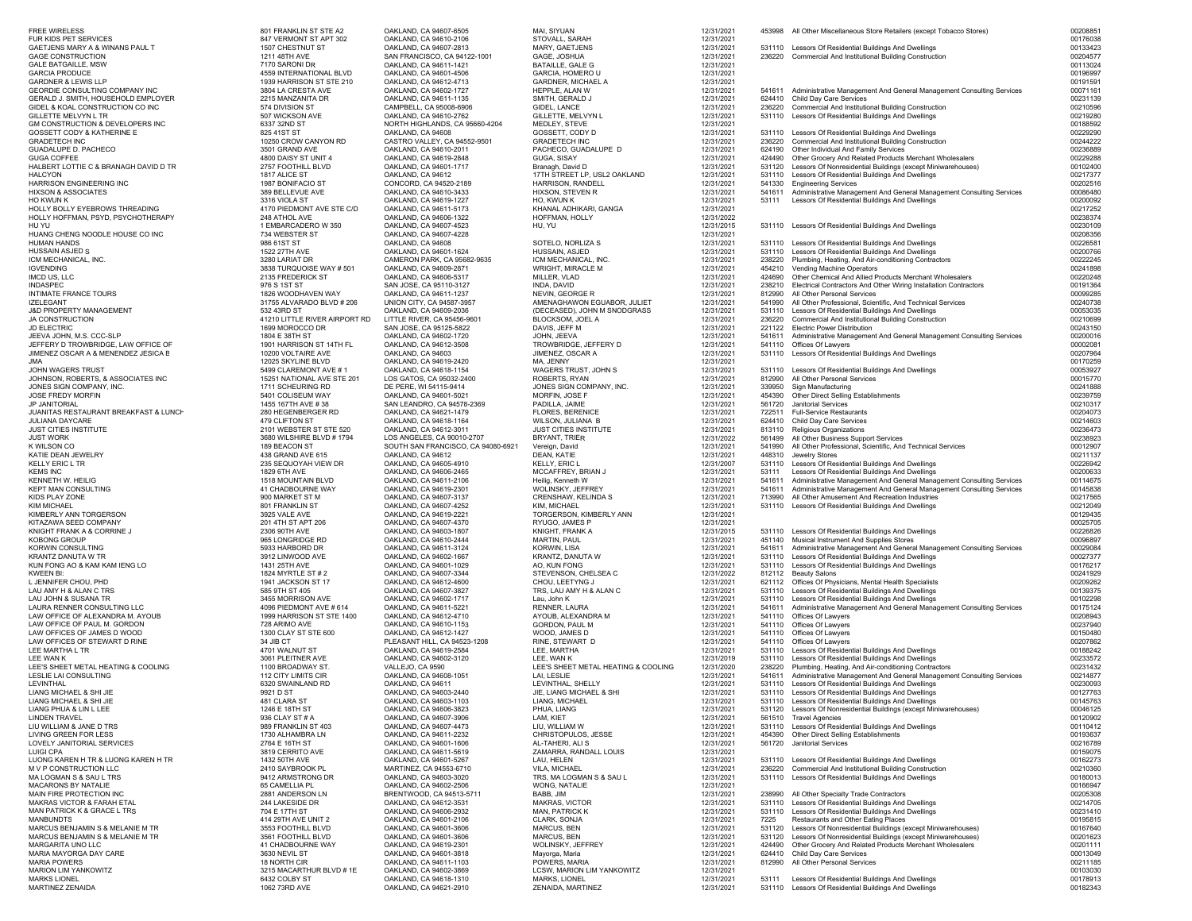| | | | | | | | |
|---|---|---|---|---|---|---|---|
| FREE WIRELESS | 801 FRANKLIN ST STE A2 | OAKLAND, CA 94607-6505 | MAI, SIYUAN | 12/31/2021 | 453998 | All Other Miscellaneous Store Retailers (except Tobacco Stores) | 00208851 |
| FUR KIDS PET SERVICES | 847 VERMONT ST APT 302 | OAKLAND, CA 94610-2106 | STOVALL, SARAH | 12/31/2021 | | | 00176038 |
| GAETJENS MARY A & WINANS PAUL T | 1507 CHESTNUT ST | OAKLAND, CA 94607-2813 | MARY, GAETJENS | 12/31/2021 | 531110 | Lessors Of Residential Buildings And Dwellings | 00133423 |
| GAGE CONSTRUCTION | 1211 48TH AVE | SAN FRANCISCO, CA 94122-1001 | GAGE, JOSHUA | 12/31/2021 | 236220 | Commercial And Institutional Building Construction | 00204577 |
| GALE BATAILLE, MSW | 7170 SARONI DR | OAKLAND, CA 94611-1421 | BATAILLE, GALE G | 12/31/2021 | | | 00113024 |
| GARCIA PRODUCE | 4559 INTERNATIONAL BLVD | OAKLAND, CA 94601-4506 | GARCIA, HOMERO U | 12/31/2021 | | | 00196997 |
| GARDNER & LEWIS LLP | 1939 HARRISON ST STE 210 | OAKLAND, CA 94612-4713 | GARDNER, MICHAEL A | 12/31/2021 | | | 00191591 |
| GEORDIE CONSULTING COMPANY INC | 3804 LA CRESTA AVE | OAKLAND, CA 94602-1727 | HEPPLE, ALAN W | 12/31/2021 | 541611 | Administrative Management And General Management Consulting Services | 00071161 |
| GERALD J. SMITH, HOUSEHOLD EMPLOYER | 2215 MANZANITA DR | OAKLAND, CA 94611-1135 | SMITH, GERALD J | 12/31/2021 | 624410 | Child Day Care Services | 00231139 |
| GIDEL & KOAL CONSTRUCTION CO INC | 574 DIVISION ST | CAMPBELL, CA 95008-6906 | GIDEL, LANCE | 12/31/2021 | 236220 | Commercial And Institutional Building Construction | 00210596 |
| GILLETTE MELVYN L TR | 507 WICKSON AVE | OAKLAND, CA 94610-2762 | GILLETTE, MELVYN L | 12/31/2021 | 531110 | Lessors Of Residential Buildings And Dwellings | 00219280 |
| GM CONSTRUCTION & DEVELOPERS INC | 6337 32ND ST | NORTH HIGHLANDS, CA 95660-4204 | MEDLEY, STEVE | 12/31/2021 | | | 00188592 |
| GOSSETT CODY & KATHERINE E | 825 41ST ST | OAKLAND, CA 94608 | GOSSETT, CODY D | 12/31/2021 | 531110 | Lessors Of Residential Buildings And Dwellings | 00229290 |
| GRADETECH INC | 10250 CROW CANYON RD | CASTRO VALLEY, CA 94552-9501 | GRADETECH INC | 12/31/2021 | 236220 | Commercial And Institutional Building Construction | 00244222 |
| GUADALUPE D. PACHECO | 3501 GRAND AVE | OAKLAND, CA 94610-2011 | PACHECO, GUADALUPE D | 12/31/2021 | 624190 | Other Individual And Family Services | 00236889 |
| GUGA COFFEE | 4800 DAISY ST UNIT 4 | OAKLAND, CA 94619-2848 | GUGA, SISAY | 12/31/2021 | 424490 | Other Grocery And Related Products Merchant Wholesalers | 00229288 |
| HALBERT LOTTIE C & BRANAGH DAVID D TR | 2757 FOOTHILL BLVD | OAKLAND, CA 94601-1717 | Branagh, David D | 12/31/2021 | 531120 | Lessors Of Nonresidential Buildings (except Miniwarehouses) | 00102400 |
| HALCYON | 1817 ALICE ST | OAKLAND, CA 94612 | 17TH STREET LP, USL2 OAKLAND | 12/31/2021 | 531110 | Lessors Of Residential Buildings And Dwellings | 00217377 |
| HARRISON ENGINEERING INC | 1987 BONIFACIO ST | CONCORD, CA 94520-2189 | HARRISON, RANDELL | 12/31/2021 | 541330 | Engineering Services | 00202516 |
| HIXSON & ASSOCIATES | 389 BELLEVUE AVE | OAKLAND, CA 94610-3433 | HIXSON, STEVEN R | 12/31/2021 | 541611 | Administrative Management And General Management Consulting Services | 00086480 |
| HO KWUN K | 3316 VIOLA ST | OAKLAND, CA 94619-1227 | HO, KWUN K | 12/31/2021 | 53111 | Lessors Of Residential Buildings And Dwellings | 00200092 |
| HOLLY BOLLY EYEBROWS THREADING | 4170 PIEDMONT AVE STE C/D | OAKLAND, CA 94611-5173 | KHANAL ADHIKARI, GANGA | 12/31/2021 | | | 00217252 |
| HOLLY HOFFMAN, PSYD, PSYCHOTHERAPY | 248 ATHOL AVE | OAKLAND, CA 94606-1322 | HOFFMAN, HOLLY | 12/31/2022 | | | 00238374 |
| HU YU | 1 EMBARCADERO W 350 | OAKLAND, CA 94607-4523 | HU, YU | 12/31/2015 | 531110 | Lessors Of Residential Buildings And Dwellings | 00230109 |
| HUANG CHENG NOODLE HOUSE CO INC | 734 WEBSTER ST | OAKLAND, CA 94607-4228 | | 12/31/2021 | | | 00208356 |
| HUMAN HANDS | 986 61ST ST | OAKLAND, CA 94608 | SOTELO, NORLIZA S | 12/31/2021 | 531110 | Lessors Of Residential Buildings And Dwellings | 00226581 |
| HUSSAIN ASJED S | 1522 27TH AVE | OAKLAND, CA 94601-1624 | HUSSAIN, ASJED | 12/31/2021 | 531110 | Lessors Of Residential Buildings And Dwellings | 00200766 |
| ICM MECHANICAL, INC. | 3280 LARIAT DR | CAMERON PARK, CA 95682-9635 | ICM MECHANICAL, INC. | 12/31/2021 | 238220 | Plumbing, Heating, And Air-conditioning Contractors | 00222245 |
| IGVENDING | 3838 TURQUOISE WAY # 501 | OAKLAND, CA 94609-2871 | WRIGHT, MIRACLE M | 12/31/2021 | 454210 | Vending Machine Operators | 00241898 |
| IMCD US, LLC | 2135 FREDERICK ST | OAKLAND, CA 94606-5317 | MILLER, VLAD | 12/31/2021 | 424690 | Other Chemical And Allied Products Merchant Wholesalers | 00220248 |
| INDASPEC | 976 S 1ST ST | SAN JOSE, CA 95110-3127 | INDA, DAVID | 12/31/2021 | 238210 | Electrical Contractors And Other Wiring Installation Contractors | 00191364 |
| INTIMATE FRANCE TOURS | 1826 WOODHAVEN WAY | OAKLAND, CA 94611-1237 | NEVIN, GEORGE R | 12/31/2021 | 812990 | All Other Personal Services | 00099285 |
| IZELEGANT | 31755 ALVARADO BLVD # 206 | UNION CITY, CA 94587-3957 | AMENAGHAWON EGUABOR, JULIET | 12/31/2021 | 541990 | All Other Professional, Scientific, And Technical Services | 00240738 |
| J&D PROPERTY MANAGEMENT | 532 43RD ST | OAKLAND, CA 94609-2036 | (DECEASED), JOHN M SNODGRASS | 12/31/2021 | 531110 | Lessors Of Residential Buildings And Dwellings | 00053035 |
| JA CONSTRUCTION | 41210 LITTLE RIVER AIRPORT RD | LITTLE RIVER, CA 95456-9601 | BLOCKSOM, JOEL A | 12/31/2021 | 236220 | Commercial And Institutional Building Construction | 00210699 |
| JD ELECTRIC | 1699 MOROCCO DR | SAN JOSE, CA 95125-5822 | DAVIS, JEFF M | 12/31/2021 | 221122 | Electric Power Distribution | 00243150 |
| JEEVA JOHN, M.S. CCC-SLP | 1804 E 38TH ST | OAKLAND, CA 94602-1720 | JOHN, JEEVA | 12/31/2021 | 541611 | Administrative Management And General Management Consulting Services | 00200016 |
| JEFFERY D TROWBRIDGE, LAW OFFICE OF | 1901 HARRISON ST 14TH FL | OAKLAND, CA 94612-3508 | TROWBRIDGE, JEFFERY D | 12/31/2021 | 541110 | Offices Of Lawyers | 00002081 |
| JIMENEZ OSCAR A & MENENDEZ JESSICA B | 10200 VOLTAIRE AVE | OAKLAND, CA 94603 | JIMENEZ, OSCAR A | 12/31/2021 | 531110 | Lessors Of Residential Buildings And Dwellings | 00207964 |
| JMA | 12025 SKYLINE BLVD | OAKLAND, CA 94619-2420 | MA, JENNY | 12/31/2021 | | | 00170259 |
| JOHN WAGERS TRUST | 5499 CLAREMONT AVE # 1 | OAKLAND, CA 94618-1154 | WAGERS TRUST, JOHN S | 12/31/2021 | 531110 | Lessors Of Residential Buildings And Dwellings | 00053927 |
| JOHNSON, ROBERTS, & ASSOCIATES INC | 15251 NATIONAL AVE STE 201 | LOS GATOS, CA 95032-2400 | ROBERTS, RYAN | 12/31/2021 | 812990 | All Other Personal Services | 00015770 |
| JONES SIGN COMPANY, INC. | 1711 SCHEURING RD | DE PERE, WI 54115-9414 | JONES SIGN COMPANY, INC. | 12/31/2021 | 339950 | Sign Manufacturing | 00241888 |
| JOSE FREDY MORFIN | 5401 COLISEUM WAY | OAKLAND, CA 94601-5021 | MORFIN, JOSE F | 12/31/2021 | 454390 | Other Direct Selling Establishments | 00239759 |
| JP JANITORIAL | 1455 167TH AVE # 38 | SAN LEANDRO, CA 94578-2369 | PADILLA, JAIME | 12/31/2021 | 561720 | Janitorial Services | 00210317 |
| JUANITAS RESTAURANT BREAKFAST & LUNCH | 280 HEGENBERGER RD | OAKLAND, CA 94621-1479 | FLORES, BERENICE | 12/31/2021 | 722511 | Full-Service Restaurants | 00204073 |
| JULIANA DAYCARE | 479 CLIFTON ST | OAKLAND, CA 94618-1164 | WILSON, JULIANA B | 12/31/2021 | 624410 | Child Day Care Services | 00214603 |
| JUST CITIES INSTITUTE | 2101 WEBSTER ST STE 520 | OAKLAND, CA 94612-3011 | JUST CITIES INSTITUTE | 12/31/2021 | 813110 | Religious Organizations | 00236473 |
| JUST WORK | 3680 WILSHIRE BLVD # 1794 | LOS ANGELES, CA 90010-2707 | BRYANT, TRIER | 12/31/2022 | 561499 | All Other Business Support Services | 00238923 |
| K WILSON CO | 189 BEACON ST | SOUTH SAN FRANCISCO, CA 94080-6921 | Vereign, David | 12/31/2021 | 541990 | All Other Professional, Scientific, And Technical Services | 00012907 |
| KATIE DEAN JEWELRY | 438 GRAND AVE 615 | OAKLAND, CA 94612 | DEAN, KATIE | 12/31/2021 | 448310 | Jewelry Stores | 00211137 |
| KELLY ERIC L TR | 235 SEQUOYAH VIEW DR | OAKLAND, CA 94605-4910 | KELLY, ERIC L | 12/31/2007 | 531110 | Lessors Of Residential Buildings And Dwellings | 00226942 |
| KEMS INC | 1829 6TH AVE | OAKLAND, CA 94606-2465 | MCCAFFREY, BRIAN J | 12/31/2021 | 53111 | Lessors Of Residential Buildings And Dwellings | 00200633 |
| KENNETH W. HEILIG | 1518 MOUNTAIN BLVD | OAKLAND, CA 94611-2106 | Heilig, Kenneth W | 12/31/2021 | 541611 | Administrative Management And General Management Consulting Services | 00114675 |
| KEPT MAN CONSULTING | 41 CHADBOURNE WAY | OAKLAND, CA 94619-2301 | WOLINSKY, JEFFREY | 12/31/2021 | 541611 | Administrative Management And General Management Consulting Services | 00145838 |
| KIDS PLAY ZONE | 900 MARKET ST M | OAKLAND, CA 94607-3137 | CRENSHAW, KELINDA S | 12/31/2021 | 713990 | All Other Amusement And Recreation Industries | 00217565 |
| KIM MICHAEL | 801 FRANKLIN ST | OAKLAND, CA 94607-4252 | KIM, MICHAEL | 12/31/2021 | 531110 | Lessors Of Residential Buildings And Dwellings | 00212049 |
| KIMBERLY ANN TORGERSON | 3925 VALE AVE | OAKLAND, CA 94619-2221 | TORGERSON, KIMBERLY ANN | 12/31/2021 | | | 00129435 |
| KITAZAWA SEED COMPANY | 201 4TH ST APT 206 | OAKLAND, CA 94607-4370 | RYUGO, JAMES P | 12/31/2021 | | | 00025705 |
| KNIGHT FRANK A & CORRINE J | 2306 90TH AVE | OAKLAND, CA 94603-1807 | KNIGHT, FRANK A | 12/31/2015 | 531110 | Lessors Of Residential Buildings And Dwellings | 00226826 |
| KOBONG GROUP | 965 LONGRIDGE RD | OAKLAND, CA 94610-2444 | MARTIN, PAUL | 12/31/2021 | 451140 | Musical Instrument And Supplies Stores | 00096897 |
| KORWIN CONSULTING | 5933 HARBORD DR | OAKLAND, CA 94611-3124 | KORWIN, LISA | 12/31/2021 | 541611 | Administrative Management And General Management Consulting Services | 00209084 |
| KRANTZ DANUTA W TR | 3912 LINWOOD AVE | OAKLAND, CA 94602-1667 | KRANTZ, DANUTA W | 12/31/2021 | 531110 | Lessors Of Residential Buildings And Dwellings | 00027377 |
| KUN FONG AO & KAM KAM IENG LO | 1431 25TH AVE | OAKLAND, CA 94601-1029 | AO, KUN FONG | 12/31/2021 | 531110 | Lessors Of Residential Buildings And Dwellings | 00176217 |
| KWEEN BI: | 1824 MYRTLE ST # 2 | OAKLAND, CA 94607-3344 | STEVENSON, CHELSEA C | 12/31/2022 | 812112 | Beauty Salons | 00241929 |
| L JENNIFER CHOU, PHD | 1941 JACKSON ST 17 | OAKLAND, CA 94612-4600 | CHOU, LEETYNG J | 12/31/2021 | 621112 | Offices Of Physicians, Mental Health Specialists | 00209262 |
| LAU AMY H & ALAN C TRS | 585 9TH ST 405 | OAKLAND, CA 94607-3827 | TRS, LAU AMY H & ALAN C | 12/31/2021 | 531110 | Lessors Of Residential Buildings And Dwellings | 00139375 |
| LAU JOHN & SUSANA TR | 3455 MORRISON AVE | OAKLAND, CA 94602-1717 | Lau, John K | 12/31/2021 | 531110 | Lessors Of Residential Buildings And Dwellings | 00102298 |
| LAURA RENNER CONSULTING LLC | 4096 PIEDMONT AVE # 614 | OAKLAND, CA 94611-5221 | RENNER, LAURA | 12/31/2021 | 541611 | Administrative Management And General Management Consulting Services | 00175124 |
| LAW OFFICE OF ALEXANDRA M. AYOUB | 1999 HARRISON ST STE 1400 | OAKLAND, CA 94612-4710 | AYOUB, ALEXANDRA M | 12/31/2021 | 541110 | Offices Of Lawyers | 00208943 |
| LAW OFFICE OF PAUL M. GORDON | 728 ARIMO AVE | OAKLAND, CA 94610-1153 | GORDON, PAUL M | 12/31/2021 | 541110 | Offices Of Lawyers | 00237940 |
| LAW OFFICES OF JAMES D WOOD | 1300 CLAY ST STE 600 | OAKLAND, CA 94612-1427 | WOOD, JAMES D | 12/31/2021 | 541110 | Offices Of Lawyers | 00150480 |
| LAW OFFICES OF STEWART D RINE | 34 JIB CT | PLEASANT HILL, CA 94523-1208 | RINE, STEWART D | 12/31/2021 | 541110 | Offices Of Lawyers | 00207862 |
| LEE MARTHA L TR | 4701 WALNUT ST | OAKLAND, CA 94619-2584 | LEE, MARTHA | 12/31/2021 | 531110 | Lessors Of Residential Buildings And Dwellings | 00188242 |
| LEE WAN K | 3061 PLEITNER AVE | OAKLAND, CA 94602-3120 | LEE, WAN K | 12/31/2019 | 531110 | Lessors Of Residential Buildings And Dwellings | 00233572 |
| LEE'S SHEET METAL HEATING & COOLING | 1100 BROADWAY ST. | VALLEJO, CA 9590 | LEE'S SHEET METAL HEATING & COOLING | 12/31/2020 | 238220 | Plumbing, Heating, And Air-conditioning Contractors | 00231432 |
| LESLIE LAI CONSULTING | 112 CITY LIMITS CIR | OAKLAND, CA 94608-1051 | LAI, LESLIE | 12/31/2021 | 541611 | Administrative Management And General Management Consulting Services | 00214877 |
| LEVINTHAL | 6320 SWAINLAND RD | OAKLAND, CA 94611 | LEVINTHAL, SHELLY | 12/31/2021 | 531110 | Lessors Of Residential Buildings And Dwellings | 00230093 |
| LIANG MICHAEL & SHI JIE | 9921 D ST | OAKLAND, CA 94603-2440 | JIE, LIANG MICHAEL & SHI | 12/31/2021 | 531110 | Lessors Of Residential Buildings And Dwellings | 00127763 |
| LIANG MICHAEL & SHI JIE | 481 CLARA ST | OAKLAND, CA 94603-1103 | LIANG, MICHAEL | 12/31/2021 | 531110 | Lessors Of Residential Buildings And Dwellings | 00145763 |
| LIANG PHUA & LIN L LEE | 1246 E 18TH ST | OAKLAND, CA 94606-3823 | PHUA, LIANG | 12/31/2021 | 531120 | Lessors Of Nonresidential Buildings (except Miniwarehouses) | 00046125 |
| LINDEN TRAVEL | 936 CLAY ST # A | OAKLAND, CA 94607-3906 | LAM, KIET | 12/31/2021 | 561510 | Travel Agencies | 00120902 |
| LIU WILLIAM & JANE D TRS | 989 FRANKLIN ST 403 | OAKLAND, CA 94607-4473 | LIU, WILLIAM W | 12/31/2021 | 531110 | Lessors Of Residential Buildings And Dwellings | 00110412 |
| LIVING GREEN FOR LESS | 1730 ALHAMBRA LN | OAKLAND, CA 94611-2232 | CHRISTOPULOS, JESSE | 12/31/2021 | 454390 | Other Direct Selling Establishments | 00193637 |
| LOVELY JANITORIAL SERVICES | 2764 E 16TH ST | OAKLAND, CA 94601-1606 | AL-TAHERI, ALI S | 12/31/2021 | 561720 | Janitorial Services | 00216789 |
| LUIGI CPA | 3819 CERRITO AVE | OAKLAND, CA 94611-5619 | ZAMARRA, RANDALL LOUIS | 12/31/2021 | | | 00159075 |
| LUONG KAREN H TR & LUONG KAREN H TR | 1432 50TH AVE | OAKLAND, CA 94601-5267 | LAU, HELEN | 12/31/2021 | 531110 | Lessors Of Residential Buildings And Dwellings | 00162273 |
| M V P CONSTRUCTION LLC | 2410 SAYBROOK PL | MARTINEZ, CA 94553-6710 | VILA, MICHAEL | 12/31/2021 | 236220 | Commercial And Institutional Building Construction | 00210360 |
| MA LOGMAN S & SAU L TRS | 9412 ARMSTRONG DR | OAKLAND, CA 94603-3020 | TRS, MA LOGMAN S & SAU L | 12/31/2021 | 531110 | Lessors Of Residential Buildings And Dwellings | 00180013 |
| MACARONS BY NATALIE | 65 CAMELLIA PL | OAKLAND, CA 94602-2506 | WONG, NATALIE | 12/31/2021 | | | 00166947 |
| MAIN FIRE PROTECTION INC | 2881 ANDERSON LN | BRENTWOOD, CA 94513-5711 | BABB, JIM | 12/31/2021 | 238990 | All Other Specialty Trade Contractors | 00205308 |
| MAKRAS VICTOR & FARAH ETAL | 244 LAKESIDE DR | OAKLAND, CA 94612-3531 | MAKRAS, VICTOR | 12/31/2021 | 531110 | Lessors Of Residential Buildings And Dwellings | 00214705 |
| MAN PATRICK K & GRACE L TRS | 704 E 17TH ST | OAKLAND, CA 94606-2932 | MAN, PATRICK K | 12/31/2021 | 531110 | Lessors Of Residential Buildings And Dwellings | 00231410 |
| MANBUNDTS | 414 29TH AVE UNIT 2 | OAKLAND, CA 94601-2106 | CLARK, SONJA | 12/31/2021 | 7225 | Restaurants and Other Eating Places | 00195815 |
| MARCUS BENJAMIN S & MELANIE M TR | 3553 FOOTHILL BLVD | OAKLAND, CA 94601-3606 | MARCUS, BEN | 12/31/2021 | 531120 | Lessors Of Nonresidential Buildings (except Miniwarehouses) | 00167640 |
| MARCUS BENJAMIN S & MELANIE M TR | 3561 FOOTHILL BLVD | OAKLAND, CA 94601-3606 | MARCUS, BEN | 12/31/2021 | 531120 | Lessors Of Nonresidential Buildings (except Miniwarehouses) | 00201623 |
| MARGARITA UNO LLC | 41 CHADBOURNE WAY | OAKLAND, CA 94619-2301 | WOLINSKY, JEFFREY | 12/31/2021 | 424490 | Other Grocery And Related Products Merchant Wholesalers | 00201111 |
| MARIA MAYORGA DAY CARE | 3630 NEVIL ST | OAKLAND, CA 94601-3818 | Mayorga, Maria | 12/31/2021 | 624410 | Child Day Care Services | 00013049 |
| MARIA POWERS | 18 NORTH CIR | OAKLAND, CA 94611-1103 | POWERS, MARIA | 12/31/2021 | 812990 | All Other Personal Services | 00211185 |
| MARION LIM YANKOWITZ | 3215 MACARTHUR BLVD # 1E | OAKLAND, CA 94602-3869 | LCSW, MARION LIM YANKOWITZ | 12/31/2021 | | | 00103030 |
| MARKS LIONEL | 6432 COLBY ST | OAKLAND, CA 94618-1310 | MARKS, LIONEL | 12/31/2021 | 53111 | Lessors Of Residential Buildings And Dwellings | 00178913 |
| MARTINEZ ZENAIDA | 1062 73RD AVE | OAKLAND, CA 94621-2910 | ZENAIDA, MARTINEZ | 12/31/2021 | 531110 | Lessors Of Residential Buildings And Dwellings | 00182343 |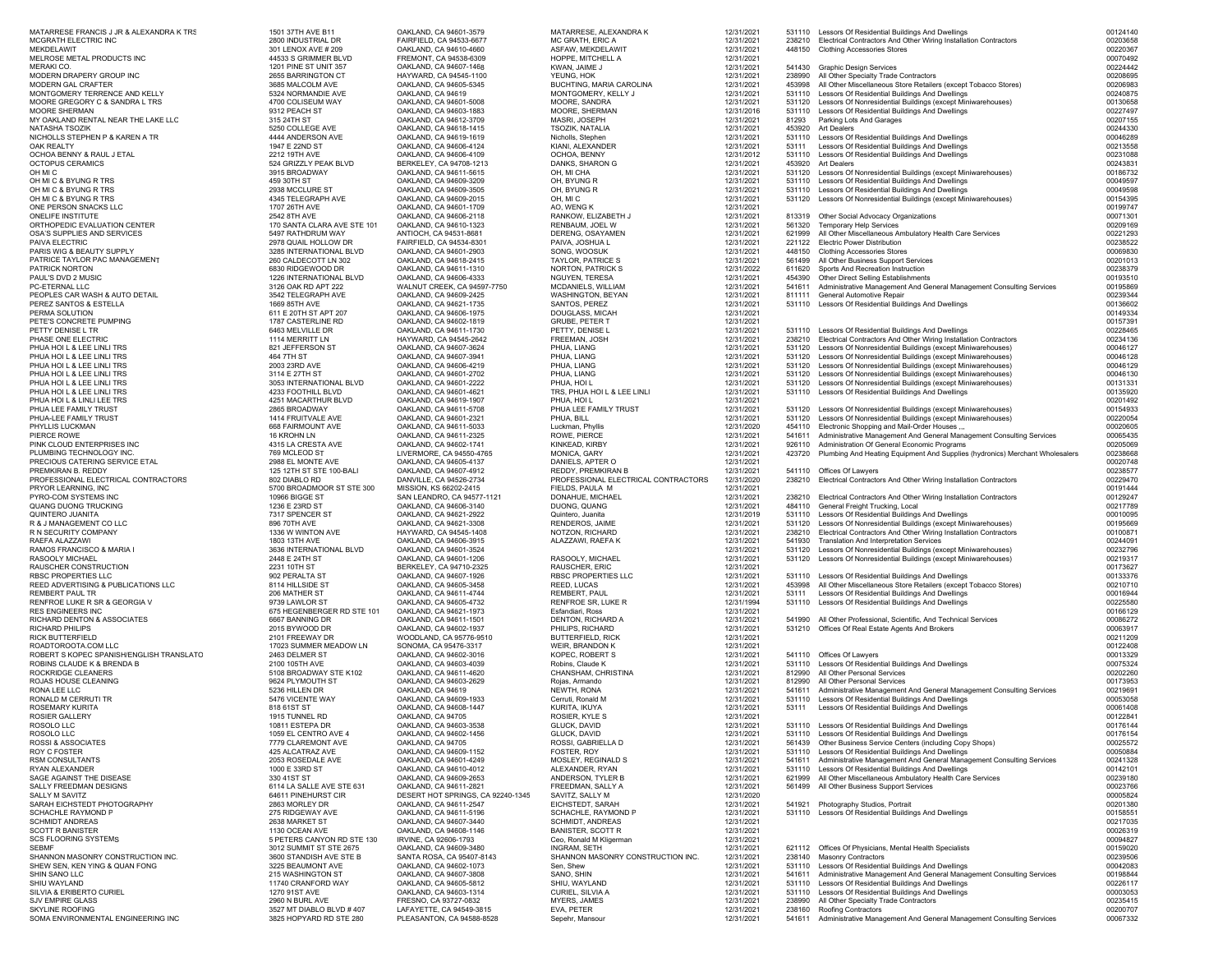| | | | | | | | |
|---|---|---|---|---|---|---|---|
| MATARRESE FRANCIS J JR & ALEXANDRA K TRS | 1501 37TH AVE B11 | OAKLAND, CA 94601-3579 | MATARRESE, ALEXANDRA K | 12/31/2021 | 531110 | Lessors Of Residential Buildings And Dwellings | 00124140 |
| MCGRATH ELECTRIC INC | 2800 INDUSTRIAL DR | FAIRFIELD, CA 94533-6677 | MC GRATH, ERIC A | 12/31/2021 | 238210 | Electrical Contractors And Other Wiring Installation Contractors | 00203658 |
| MEKDELAWIT | 301 LENOX AVE # 209 | OAKLAND, CA 94610-4660 | ASFAW, MEKDELAWIT | 12/31/2021 | 448150 | Clothing Accessories Stores | 00220367 |
| MELROSE METAL PRODUCTS INC | 44533 S GRIMMER BLVD | FREMONT, CA 94538-6309 | HOPPE, MITCHELL A | 12/31/2021 | | | 00070492 |
| MERAKI CO. | 1201 PINE ST UNIT 357 | OAKLAND, CA 94607-1468 | KWAN, JAIME J | 12/31/2021 | 541430 | Graphic Design Services | 00224442 |
| MODERN DRAPERY GROUP INC | 2655 BARRINGTON CT | HAYWARD, CA 94545-1100 | YEUNG, HOK | 12/31/2021 | 238990 | All Other Specialty Trade Contractors | 00208695 |
| MODERN GAL CRAFTER | 3685 MALCOLM AVE | OAKLAND, CA 94605-5345 | BUCHTING, MARIA CAROLINA | 12/31/2021 | 453998 | All Other Miscellaneous Store Retailers (except Tobacco Stores) | 00206983 |
| MONTGOMERY TERRENCE AND KELLY | 5324 NORMANDIE AVE | OAKLAND, CA 94619 | MONTGOMERY, KELLY J | 12/31/2021 | 531110 | Lessors Of Residential Buildings And Dwellings | 00240875 |
| MOORE GREGORY C & SANDRA L TRS | 4700 COLISEUM WAY | OAKLAND, CA 94601-5008 | MOORE, SANDRA | 12/31/2021 | 531120 | Lessors Of Nonresidential Buildings (except Miniwarehouses) | 00130658 |
| MOORE SHERMAN | 9312 PEACH ST | OAKLAND, CA 94603-1883 | MOORE, SHERMAN | 12/31/2016 | 531110 | Lessors Of Residential Buildings And Dwellings | 00227497 |
| MY OAKLAND RENTAL NEAR THE LAKE LLC | 315 24TH ST | OAKLAND, CA 94612-3709 | MASRI, JOSEPH | 12/31/2021 | 81293 | Parking Lots And Garages | 00207155 |
| NATASHA TSOZIK | 5250 COLLEGE AVE | OAKLAND, CA 94618-1415 | TSOZIK, NATALIA | 12/31/2021 | 453920 | Art Dealers | 00244330 |
| NICHOLLS STEPHEN P & KAREN A TR | 4444 ANDERSON AVE | OAKLAND, CA 94619-1619 | Nicholls, Stephen | 12/31/2021 | 531110 | Lessors Of Residential Buildings And Dwellings | 00046289 |
| OAK REALTY | 1947 E 22ND ST | OAKLAND, CA 94606-4124 | KIANI, ALEXANDER | 12/31/2021 | 53111 | Lessors Of Residential Buildings And Dwellings | 00213558 |
| OCHOA BENNY & RAUL J ETAL | 2212 19TH AVE | OAKLAND, CA 94606-4109 | OCHOA, BENNY | 12/31/2012 | 531110 | Lessors Of Residential Buildings And Dwellings | 00231088 |
| OCTOPUS CERAMICS | 524 GRIZZLY PEAK BLVD | BERKELEY, CA 94708-1213 | DANKS, SHARON G | 12/31/2021 | 453920 | Art Dealers | 00243831 |
| OH MI C | 3915 BROADWAY | OAKLAND, CA 94611-5615 | OH, MI CHA | 12/31/2021 | 531120 | Lessors Of Nonresidential Buildings (except Miniwarehouses) | 00186732 |
| OH MI C & BYUNG R TRS | 459 30TH ST | OAKLAND, CA 94609-3209 | OH, BYUNG R | 12/31/2021 | 531110 | Lessors Of Residential Buildings And Dwellings | 00049597 |
| OH MI C & BYUNG R TRS | 2938 MCCLURE ST | OAKLAND, CA 94609-3505 | OH, BYUNG R | 12/31/2021 | 531110 | Lessors Of Residential Buildings And Dwellings | 00049598 |
| OH MI C & BYUNG R TRS | 4345 TELEGRAPH AVE | OAKLAND, CA 94609-2015 | OH, MI C | 12/31/2021 | 531120 | Lessors Of Nonresidential Buildings (except Miniwarehouses) | 00154395 |
| ONE PERSON SNACKS LLC | 1707 26TH AVE | OAKLAND, CA 94601-1709 | AO, WENG K | 12/31/2021 | | | 00199747 |
| ONELIFE INSTITUTE | 2542 8TH AVE | OAKLAND, CA 94606-2118 | RANKOW, ELIZABETH J | 12/31/2021 | 813319 | Other Social Advocacy Organizations | 00071301 |
| ORTHOPEDIC EVALUATION CENTER | 170 SANTA CLARA AVE STE 101 | OAKLAND, CA 94610-1323 | RENBAUM, JOEL W | 12/31/2021 | 561320 | Temporary Help Services | 00209169 |
| OSA'S SUPPLIES AND SERVICES | 5497 RATHDRUM WAY | ANTIOCH, CA 94531-8681 | DERENG, OSAYAMEN | 12/31/2021 | 621999 | All Other Miscellaneous Ambulatory Health Care Services | 00221293 |
| PAIVA ELECTRIC | 2978 QUAIL HOLLOW DR | FAIRFIELD, CA 94534-8301 | PAIVA, JOSHUA L | 12/31/2021 | 221122 | Electric Power Distribution | 00238522 |
| PARIS WIG & BEAUTY SUPPLY | 3285 INTERNATIONAL BLVD | OAKLAND, CA 94601-2903 | SONG, WOOSUK | 12/31/2021 | 448150 | Clothing Accessories Stores | 00069830 |
| PATRICE TAYLOR PAC MANAGEMENT | 260 CALDECOTT LN 302 | OAKLAND, CA 94618-2415 | TAYLOR, PATRICE S | 12/31/2021 | 561499 | All Other Business Support Services | 00201013 |
| PATRICK NORTON | 6830 RIDGEWOOD DR | OAKLAND, CA 94611-1310 | NORTON, PATRICK S | 12/31/2022 | 611620 | Sports And Recreation Instruction | 00238379 |
| PAUL'S DVD 2 MUSIC | 1226 INTERNATIONAL BLVD | OAKLAND, CA 94606-4333 | NGUYEN, TERESA | 12/31/2021 | 454390 | Other Direct Selling Establishments | 00193510 |
| PC-ETERNAL LLC | 3126 OAK RD APT 222 | WALNUT CREEK, CA 94597-7750 | MCDANIELS, WILLIAM | 12/31/2021 | 541611 | Administrative Management And General Management Consulting Services | 00195869 |
| PEOPLES CAR WASH & AUTO DETAIL | 3542 TELEGRAPH AVE | OAKLAND, CA 94609-2425 | WASHINGTON, BEYAN | 12/31/2021 | 811111 | General Automotive Repair | 00239344 |
| PEREZ SANTOS & ESTELLA | 1669 85TH AVE | OAKLAND, CA 94621-1735 | SANTOS, PEREZ | 12/31/2021 | 531110 | Lessors Of Residential Buildings And Dwellings | 00136602 |
| PERMA SOLUTION | 611 E 20TH ST APT 207 | OAKLAND, CA 94606-1975 | DOUGLASS, MICAH | 12/31/2021 | | | 00149334 |
| PETE'S CONCRETE PUMPING | 1787 CASTERLINE RD | OAKLAND, CA 94602-1819 | GRUBE, PETER T | 12/31/2021 | | | 00157391 |
| PETTY DENISE L TR | 6463 MELVILLE DR | OAKLAND, CA 94611-1730 | PETTY, DENISE L | 12/31/2021 | 531110 | Lessors Of Residential Buildings And Dwellings | 00228465 |
| PHASE ONE ELECTRIC | 1114 MERRITT LN | HAYWARD, CA 94545-2642 | FREEMAN, JOSH | 12/31/2021 | 238210 | Electrical Contractors And Other Wiring Installation Contractors | 00234136 |
| PHUA HOI L & LEE LINLI TRS | 821 JEFFERSON ST | OAKLAND, CA 94607-3624 | PHUA, LIANG | 12/31/2021 | 531120 | Lessors Of Nonresidential Buildings (except Miniwarehouses) | 00046127 |
| PHUA HOI L & LEE LINLI TRS | 464 7TH ST | OAKLAND, CA 94607-3941 | PHUA, LIANG | 12/31/2021 | 531120 | Lessors Of Nonresidential Buildings (except Miniwarehouses) | 00046128 |
| PHUA HOI L & LEE LINLI TRS | 2003 23RD AVE | OAKLAND, CA 94606-4219 | PHUA, LIANG | 12/31/2021 | 531120 | Lessors Of Nonresidential Buildings (except Miniwarehouses) | 00046129 |
| PHUA HOI L & LEE LINLI TRS | 3114 E 27TH ST | OAKLAND, CA 94601-2702 | PHUA, LIANG | 12/31/2021 | 531120 | Lessors Of Nonresidential Buildings (except Miniwarehouses) | 00046130 |
| PHUA HOI L & LEE LINLI TRS | 3053 INTERNATIONAL BLVD | OAKLAND, CA 94601-2222 | PHUA, HOI L | 12/31/2021 | 531120 | Lessors Of Nonresidential Buildings (except Miniwarehouses) | 00131331 |
| PHUA HOI L & LEE LINLI TRS | 4233 FOOTHILL BLVD | OAKLAND, CA 94601-4621 | TRS, PHUA HOI L & LEE LINLI | 12/31/2021 | 531110 | Lessors Of Residential Buildings And Dwellings | 00135920 |
| PHUA HOI L & LINLI LEE TRS | 4251 MACARTHUR BLVD | OAKLAND, CA 94619-1907 | PHUA, HOI L | 12/31/2021 | | | 00201492 |
| PHUA LEE FAMILY TRUST | 2865 BROADWAY | OAKLAND, CA 94611-5708 | PHUA LEE FAMILY TRUST | 12/31/2021 | 531120 | Lessors Of Nonresidential Buildings (except Miniwarehouses) | 00154933 |
| PHUA-LEE FAMILY TRUST | 1414 FRUITVALE AVE | OAKLAND, CA 94601-2321 | PHUA, BILL | 12/31/2021 | 531120 | Lessors Of Nonresidential Buildings (except Miniwarehouses) | 00220054 |
| PHYLLIS LUCKMAN | 668 FAIRMOUNT AVE | OAKLAND, CA 94611-5033 | Luckman, Phyllis | 12/31/2020 | 454110 | Electronic Shopping and Mail-Order Houses ,, | 00020605 |
| PIERCE ROWE | 16 KROHN LN | OAKLAND, CA 94611-2325 | ROWE, PIERCE | 12/31/2021 | 541611 | Administrative Management And General Management Consulting Services | 00065435 |
| PINK CLOUD ENTERPRISES INC | 4315 LA CRESTA AVE | OAKLAND, CA 94602-1741 | KINKEAD, KIRBY | 12/31/2021 | 926110 | Administration Of General Economic Programs | 00205069 |
| PLUMBING TECHNOLOGY INC. | 769 MCLEOD ST | LIVERMORE, CA 94550-4765 | MONICA, GARY | 12/31/2021 | 423720 | Plumbing And Heating Equipment And Supplies (hydronics) Merchant Wholesalers | 00238668 |
| PRECIOUS CATERING SERVICE ETAL | 2988 EL MONTE AVE | OAKLAND, CA 94605-4137 | DANIELS, APTER O | 12/31/2021 | | | 00020748 |
| PREMKIRAN B. REDDY | 125 12TH ST STE 100-BALI | OAKLAND, CA 94607-4912 | REDDY, PREMKIRAN B | 12/31/2021 | 541110 | Offices Of Lawyers | 00238577 |
| PROFESSIONAL ELECTRICAL CONTRACTORS | 802 DIABLO RD | DANVILLE, CA 94526-2734 | PROFESSIONAL ELECTRICAL CONTRACTORS | 12/31/2020 | 238210 | Electrical Contractors And Other Wiring Installation Contractors | 00229470 |
| PRYOR LEARNING, INC | 5700 BROADMOOR ST STE 300 | MISSION, KS 66202-2415 | FIELDS, PAULA M | 12/31/2021 | | | 00191444 |
| PYRO-COM SYSTEMS INC | 10966 BIGGE ST | SAN LEANDRO, CA 94577-1121 | DONAHUE, MICHAEL | 12/31/2021 | 238210 | Electrical Contractors And Other Wiring Installation Contractors | 00129247 |
| QUANG DUONG TRUCKING | 1236 E 23RD ST | OAKLAND, CA 94606-3140 | DUONG, QUANG | 12/31/2021 | 484110 | General Freight Trucking, Local | 00217789 |
| QUINTERO JUANITA | 7317 SPENCER ST | OAKLAND, CA 94621-2922 | Quintero, Juanita | 12/31/2019 | 531110 | Lessors Of Residential Buildings And Dwellings | 00010095 |
| R & J MANAGEMENT CO LLC | 896 70TH AVE | OAKLAND, CA 94621-3308 | RENDEROS, JAIME | 12/31/2021 | 531120 | Lessors Of Nonresidential Buildings (except Miniwarehouses) | 00195669 |
| R N SECURITY COMPANY | 1336 W WINTON AVE | HAYWARD, CA 94545-1408 | NOTZON, RICHARD | 12/31/2021 | 238210 | Electrical Contractors And Other Wiring Installation Contractors | 00100871 |
| RAEFA ALAZZAWI | 1803 13TH AVE | OAKLAND, CA 94606-3915 | ALAZZAWI, RAEFA K | 12/31/2021 | 541930 | Translation And Interpretation Services | 00244091 |
| RAMOS FRANCISCO & MARIA I | 3636 INTERNATIONAL BLVD | OAKLAND, CA 94601-3524 | | 12/31/2021 | 531120 | Lessors Of Nonresidential Buildings (except Miniwarehouses) | 00232796 |
| RASOOLY MICHAEL | 2448 E 24TH ST | OAKLAND, CA 94601-1206 | RASOOLY, MICHAEL | 12/31/2021 | 531120 | Lessors Of Nonresidential Buildings (except Miniwarehouses) | 00219317 |
| RAUSCHER CONSTRUCTION | 2231 10TH ST | BERKELEY, CA 94710-2325 | RAUSCHER, ERIC | 12/31/2021 | | | 00173627 |
| RBSC PROPERTIES LLC | 902 PERALTA ST | OAKLAND, CA 94607-1926 | RBSC PROPERTIES LLC | 12/31/2021 | 531110 | Lessors Of Residential Buildings And Dwellings | 00133376 |
| REED ADVERTISING & PUBLICATIONS LLC | 8114 HILLSIDE ST | OAKLAND, CA 94605-3458 | REED, LUCAS | 12/31/2021 | 453998 | All Other Miscellaneous Store Retailers (except Tobacco Stores) | 00210710 |
| REMBERT PAUL TR | 206 MATHER ST | OAKLAND, CA 94611-4744 | REMBERT, PAUL | 12/31/2021 | 53111 | Lessors Of Residential Buildings And Dwellings | 00016944 |
| RENFROE LUKE R SR & GEORGIA V | 9739 LAWLOR ST | OAKLAND, CA 94605-4732 | RENFROE SR, LUKE R | 12/31/1994 | 531110 | Lessors Of Residential Buildings And Dwellings | 00225580 |
| RES ENGINEERS INC | 675 HEGENBERGER RD STE 101 | OAKLAND, CA 94621-1973 | Esfandiari, Ross | 12/31/2021 | | | 00166129 |
| RICHARD DENTON & ASSOCIATES | 6667 BANNING DR | OAKLAND, CA 94611-1501 | DENTON, RICHARD A | 12/31/2021 | 541990 | All Other Professional, Scientific, And Technical Services | 00086272 |
| RICHARD PHILIPS | 2015 BYWOOD DR | OAKLAND, CA 94602-1937 | PHILIPS, RICHARD | 12/31/2021 | 531210 | Offices Of Real Estate Agents And Brokers | 00063917 |
| RICK BUTTERFIELD | 2101 FREEWAY DR | WOODLAND, CA 95776-9510 | BUTTERFIELD, RICK | 12/31/2021 | | | 00211209 |
| ROADTOROOTA.COM LLC | 17023 SUMMER MEADOW LN | SONOMA, CA 95476-3317 | WEIR, BRANDON K | 12/31/2021 | | | 00122408 |
| ROBERT S KOPEC SPANISH/ENGLISH TRANSLATO | 2463 DELMER ST | OAKLAND, CA 94602-3016 | KOPEC, ROBERT S | 12/31/2021 | 541110 | Offices Of Lawyers | 00013329 |
| ROBINS CLAUDE K & BRENDA B | 2100 105TH AVE | OAKLAND, CA 94603-4039 | Robins, Claude K | 12/31/2021 | 531110 | Lessors Of Residential Buildings And Dwellings | 00075324 |
| ROCKRIDGE CLEANERS | 5108 BROADWAY STE K102 | OAKLAND, CA 94611-4620 | CHANSHAM, CHRISTINA | 12/31/2021 | 812990 | All Other Personal Services | 00202260 |
| ROJAS HOUSE CLEANING | 9624 PLYMOUTH ST | OAKLAND, CA 94603-2629 | Rojas, Armando | 12/31/2021 | 812990 | All Other Personal Services | 00173953 |
| RONA LEE LLC | 5236 HILLEN DR | OAKLAND, CA 94619 | NEWTH, RONA | 12/31/2021 | 541611 | Administrative Management And General Management Consulting Services | 00219691 |
| RONALD M CERRUTI TR | 5476 VICENTE WAY | OAKLAND, CA 94609-1933 | Cerruti, Ronald M | 12/31/2021 | 531110 | Lessors Of Residential Buildings And Dwellings | 00053058 |
| ROSEMARY KURITA | 818 61ST ST | OAKLAND, CA 94608-1447 | KURITA, IKUYA | 12/31/2021 | 53111 | Lessors Of Residential Buildings And Dwellings | 00061408 |
| ROSIER GALLERY | 1915 TUNNEL RD | OAKLAND, CA 94705 | ROSIER, KYLE S | 12/31/2021 | | | 00122841 |
| ROSOLO LLC | 10811 ESTEPA DR | OAKLAND, CA 94603-3538 | GLUCK, DAVID | 12/31/2021 | 531110 | Lessors Of Residential Buildings And Dwellings | 00176144 |
| ROSOLO LLC | 1059 EL CENTRO AVE 4 | OAKLAND, CA 94602-1456 | GLUCK, DAVID | 12/31/2021 | 531110 | Lessors Of Residential Buildings And Dwellings | 00176154 |
| ROSSI & ASSOCIATES | 7779 CLAREMONT AVE | OAKLAND, CA 94705 | ROSSI, GABRIELLA D | 12/31/2021 | 561439 | Other Business Service Centers (including Copy Shops) | 00025572 |
| ROY C FOSTER | 425 ALCATRAZ AVE | OAKLAND, CA 94609-1152 | FOSTER, ROY | 12/31/2021 | 531110 | Lessors Of Residential Buildings And Dwellings | 00050884 |
| RSM CONSULTANTS | 2053 ROSEDALE AVE | OAKLAND, CA 94601-4249 | MOSLEY, REGINALD S | 12/31/2021 | 541611 | Administrative Management And General Management Consulting Services | 00241328 |
| RYAN ALEXANDER | 1000 E 33RD ST | OAKLAND, CA 94610-4012 | ALEXANDER, RYAN | 12/31/2021 | 531110 | Lessors Of Residential Buildings And Dwellings | 00142101 |
| SAGE AGAINST THE DISEASE | 330 41ST ST | OAKLAND, CA 94609-2653 | ANDERSON, TYLER B | 12/31/2021 | 621999 | All Other Miscellaneous Ambulatory Health Care Services | 00239180 |
| SALLY FREEDMAN DESIGNS | 6114 LA SALLE AVE STE 631 | OAKLAND, CA 94611-2821 | FREEDMAN, SALLY A | 12/31/2021 | 561499 | All Other Business Support Services | 00023766 |
| SALLY M SAVITZ | 64611 PINEHURST CIR | DESERT HOT SPRINGS, CA 92240-1345 | SAVITZ, SALLY M | 12/31/2020 | | | 00005824 |
| SARAH EICHSTEDT PHOTOGRAPHY | 2863 MORLEY DR | OAKLAND, CA 94611-2547 | EICHSTEDT, SARAH | 12/31/2021 | 541921 | Photography Studios, Portrait | 00201380 |
| SCHACHLE RAYMOND P | 275 RIDGEWAY AVE | OAKLAND, CA 94611-5196 | SCHACHLE, RAYMOND P | 12/31/2021 | 531110 | Lessors Of Residential Buildings And Dwellings | 00158551 |
| SCHMIDT ANDREAS | 2638 MARKET ST | OAKLAND, CA 94607-3440 | SCHMIDT, ANDREAS | 12/31/2021 | | | 00217035 |
| SCOTT R BANISTER | 1130 OCEAN AVE | OAKLAND, CA 94608-1146 | BANISTER, SCOTT R | 12/31/2021 | | | 00026319 |
| SCS FLOORING SYSTEMS | 5 PETERS CANYON RD STE 130 | IRVINE, CA 92606-1793 | Ceo, Ronald M Kligerman | 12/31/2021 | | | 00094827 |
| SEBMF | 3012 SUMMIT ST STE 2675 | OAKLAND, CA 94609-3480 | INGRAM, SETH | 12/31/2021 | 621112 | Offices Of Physicians, Mental Health Specialists | 00159020 |
| SHANNON MASONRY CONSTRUCTION INC. | 3600 STANDISH AVE STE B | SANTA ROSA, CA 95407-8143 | SHANNON MASONRY CONSTRUCTION INC. | 12/31/2021 | 238140 | Masonry Contractors | 00239506 |
| SHEW SEN, KEN YING & QUAN FONG | 3225 BEAUMONT AVE | OAKLAND, CA 94602-1073 | Sen, Shew | 12/31/2021 | 531110 | Lessors Of Residential Buildings And Dwellings | 00042083 |
| SHIN SANO LLC | 215 WASHINGTON ST | OAKLAND, CA 94607-3808 | SANO, SHIN | 12/31/2021 | 541611 | Administrative Management And General Management Consulting Services | 00198844 |
| SHIU WAYLAND | 11740 CRANFORD WAY | OAKLAND, CA 94605-5812 | SHIU, WAYLAND | 12/31/2021 | 531110 | Lessors Of Residential Buildings And Dwellings | 00226117 |
| SILVIA & ERIBERTO CURIEL | 1270 91ST AVE | OAKLAND, CA 94603-1314 | CURIEL, SILVIA A | 12/31/2021 | 531110 | Lessors Of Residential Buildings And Dwellings | 00003053 |
| SJV EMPIRE GLASS | 2960 N BURL AVE | FRESNO, CA 93727-0832 | MYERS, JAMES | 12/31/2021 | 238990 | All Other Specialty Trade Contractors | 00235415 |
| SKYLINE ROOFING | 3527 MT DIABLO BLVD # 407 | LAFAYETTE, CA 94549-3815 | EVA, PETER | 12/31/2021 | 238160 | Roofing Contractors | 00200707 |
| SOMA ENVIRONMENTAL ENGINEERING INC | 3825 HOPYARD RD STE 280 | PLEASANTON, CA 94588-8528 | Sepehr, Mansour | 12/31/2021 | 541611 | Administrative Management And General Management Consulting Services | 00067332 |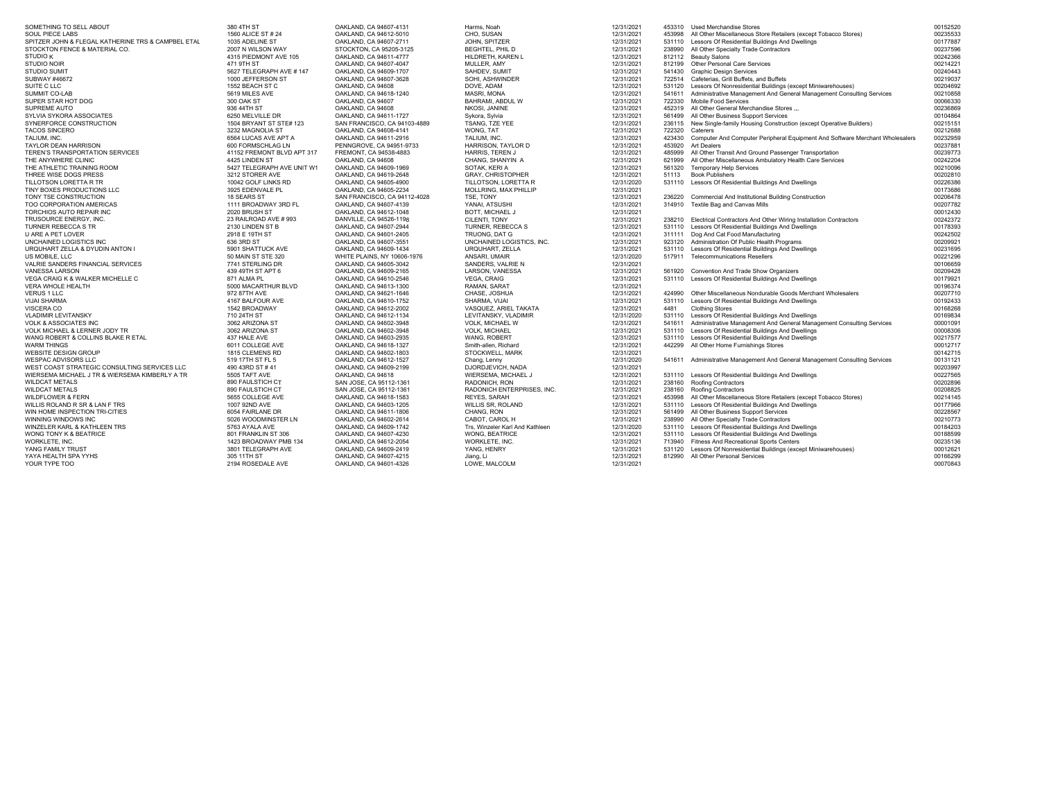| | | | | | | | |
|---|---|---|---|---|---|---|---|
| SOMETHING TO SELL ABOUT | 380 4TH ST | OAKLAND, CA 94607-4131 | Harms, Noah | 12/31/2021 | 453310 | Used Merchandise Stores | 00152520 |
| SOUL PIECE LABS | 1560 ALICE ST # 24 | OAKLAND, CA 94612-5010 | CHO, SUSAN | 12/31/2021 | 453998 | All Other Miscellaneous Store Retailers (except Tobacco Stores) | 00235533 |
| SPITZER JOHN & FLEGAL KATHERINE TRS & CAMPBEL ETAL | 1035 ADELINE ST | OAKLAND, CA 94607-2711 | JOHN, SPITZER | 12/31/2021 | 531110 | Lessors Of Residential Buildings And Dwellings | 00177887 |
| STOCKTON FENCE & MATERIAL CO. | 2007 N WILSON WAY | STOCKTON, CA 95205-3125 | BEGHTEL, PHIL D | 12/31/2021 | 238990 | All Other Specialty Trade Contractors | 00237596 |
| STUDIO K | 4315 PIEDMONT AVE 105 | OAKLAND, CA 94611-4777 | HILDRETH, KAREN L | 12/31/2021 | 812112 | Beauty Salons | 00242366 |
| STUDIO NOIR | 471 9TH ST | OAKLAND, CA 94607-4047 | MULLER, AMY | 12/31/2021 | 812199 | Other Personal Care Services | 00214221 |
| STUDIO SUMIT | 5627 TELEGRAPH AVE # 147 | OAKLAND, CA 94609-1707 | SAHDEV, SUMIT | 12/31/2021 | 541430 | Graphic Design Services | 00240443 |
| SUBWAY #46672 | 1000 JEFFERSON ST | OAKLAND, CA 94607-3628 | SOHI, ASHWINDER | 12/31/2021 | 722514 | Cafeterias, Grill Buffets, and Buffets | 00219037 |
| SUITE C LLC | 1552 BEACH ST C | OAKLAND, CA 94608 | DOVE, ADAM | 12/31/2021 | 531120 | Lessors Of Nonresidential Buildings (except Miniwarehouses) | 00204692 |
| SUMMIT CO-LAB | 5619 MILES AVE | OAKLAND, CA 94618-1240 | MASRI, MONA | 12/31/2021 | 541611 | Administrative Management And General Management Consulting Services | 00210858 |
| SUPER STAR HOT DOG | 300 OAK ST | OAKLAND, CA 94607 | BAHRAMI, ABDUL W | 12/31/2021 | 722330 | Mobile Food Services | 00066330 |
| SUPREME AUTO | 936 44TH ST | OAKLAND, CA 94608 | NKOSI, JANINE | 12/31/2021 | 452319 | All Other General Merchandise Stores ,,, | 00236869 |
| SYLVIA SYKORA ASSOCIATES | 6250 MELVILLE DR | OAKLAND, CA 94611-1727 | Sykora, Sylvia | 12/31/2021 | 561499 | All Other Business Support Services | 00104864 |
| SYNERFORCE CONSTRUCTION | 1504 BRYANT ST STE# 123 | SAN FRANCISCO, CA 94103-4889 | TSANG, TZE YEE | 12/31/2021 | 236115 | New Single-family Housing Construction (except Operative Builders) | 00215151 |
| TACOS SINCERO | 3232 MAGNOLIA ST | OAKLAND, CA 94608-4141 | WONG, TAT | 12/31/2021 | 722320 | Caterers | 00212688 |
| TALIUM, INC. | 6564 LUCAS AVE APT A | OAKLAND, CA 94611-2916 | TALIUM, INC. | 12/31/2021 | 423430 | Computer And Computer Peripheral Equipment And Software Merchant Wholesalers | 00232959 |
| TAYLOR DEAN HARRISON | 600 FORMSCHLAG LN | PENNGROVE, CA 94951-9733 | HARRISON, TAYLOR D | 12/31/2021 | 453920 | Art Dealers | 00237881 |
| TEREN'S TRANSPORTATION SERVICES | 41152 FREMONT BLVD APT 317 | FREMONT, CA 94538-4883 | HARRIS, TEREN J | 12/31/2021 | 485999 | All Other Transit And Ground Passenger Transportation | 00239773 |
| THE ANYWHERE CLINIC | 4425 LINDEN ST | OAKLAND, CA 94608 | CHANG, SHANYIN A | 12/31/2021 | 621999 | All Other Miscellaneous Ambulatory Health Care Services | 00242204 |
| THE ATHLETIC TRAINING ROOM | 5427 TELEGRAPH AVE UNIT W1 | OAKLAND, CA 94609-1969 | SOTAK, KERI A | 12/31/2021 | 561320 | Temporary Help Services | 00210096 |
| THREE WISE DOGS PRESS | 3212 STORER AVE | OAKLAND, CA 94619-2648 | GRAY, CHRISTOPHER | 12/31/2021 | 51113 | Book Publishers | 00202810 |
| TILLOTSON LORETTA R TR | 10042 GOLF LINKS RD | OAKLAND, CA 94605-4900 | TILLOTSON, LORETTA R | 12/31/2020 | 531110 | Lessors Of Residential Buildings And Dwellings | 00226386 |
| TINY BOXES PRODUCTIONS LLC | 3925 EDENVALE PL | OAKLAND, CA 94605-2234 | MOLLRING, MAX PHILLIP | 12/31/2021 | | | 00173686 |
| TONY TSE CONSTRUCTION | 18 SEARS ST | SAN FRANCISCO, CA 94112-4028 | TSE, TONY | 12/31/2021 | 236220 | Commercial And Institutional Building Construction | 00206478 |
| TOO CORPORATION AMERICAS | 1111 BROADWAY 3RD FL | OAKLAND, CA 94607-4139 | YANAI, ATSUSHI | 12/31/2021 | 314910 | Textile Bag and Canvas Mills | 00207782 |
| TORCHIOS AUTO REPAIR INC | 2020 BRUSH ST | OAKLAND, CA 94612-1048 | BOTT, MICHAEL J | 12/31/2021 | | | 00012430 |
| TRUSOURCE ENERGY, INC. | 23 RAILROAD AVE # 993 | DANVILLE, CA 94526-1198 | CILENTI, TONY | 12/31/2021 | 238210 | Electrical Contractors And Other Wiring Installation Contractors | 00242372 |
| TURNER REBECCA S TR | 2130 LINDEN ST B | OAKLAND, CA 94607-2944 | TURNER, REBECCA S | 12/31/2021 | 531110 | Lessors Of Residential Buildings And Dwellings | 00178393 |
| U ARE A PET LOVER | 2918 E 19TH ST | OAKLAND, CA 94601-2405 | TRUONG, DAT G | 12/31/2021 | 311111 | Dog And Cat Food Manufacturing | 00242502 |
| UNCHAINED LOGISTICS INC | 636 3RD ST | OAKLAND, CA 94607-3551 | UNCHAINED LOGISTICS, INC. | 12/31/2021 | 923120 | Administration Of Public Health Programs | 00209921 |
| URQUHART ZELLA & DYUDIN ANTON I | 5901 SHATTUCK AVE | OAKLAND, CA 94609-1434 | URQUHART, ZELLA | 12/31/2021 | 531110 | Lessors Of Residential Buildings And Dwellings | 00231695 |
| US MOBILE, LLC | 50 MAIN ST STE 320 | WHITE PLAINS, NY 10606-1976 | ANSARI, UMAIR | 12/31/2020 | 517911 | Telecommunications Resellers | 00221296 |
| VALRIE SANDERS FINANCIAL SERVICES | 7741 STERLING DR | OAKLAND, CA 94605-3042 | SANDERS, VALRIE N | 12/31/2021 | | | 00106659 |
| VANESSA LARSON | 439 49TH ST APT 6 | OAKLAND, CA 94609-2165 | LARSON, VANESSA | 12/31/2021 | 561920 | Convention And Trade Show Organizers | 00209428 |
| VEGA CRAIG K & WALKER MICHELLE C | 871 ALMA PL | OAKLAND, CA 94610-2546 | VEGA, CRAIG | 12/31/2021 | 531110 | Lessors Of Residential Buildings And Dwellings | 00179921 |
| VERA WHOLE HEALTH | 5000 MACARTHUR BLVD | OAKLAND, CA 94613-1300 | RAMAN, SARAT | 12/31/2021 | | | 00196374 |
| VERUS 1 LLC | 972 87TH AVE | OAKLAND, CA 94621-1646 | CHASE, JOSHUA | 12/31/2021 | 424990 | Other Miscellaneous Nondurable Goods Merchant Wholesalers | 00207710 |
| VIJAI SHARMA | 4167 BALFOUR AVE | OAKLAND, CA 94610-1752 | SHARMA, VIJAI | 12/31/2021 | 531110 | Lessors Of Residential Buildings And Dwellings | 00192433 |
| VISCERA CO | 1542 BROADWAY | OAKLAND, CA 94612-2002 | VASQUEZ, ARIEL TAKATA | 12/31/2021 | 4481 | Clothing Stores | 00168268 |
| VLADIMIR LEVITANSKY | 710 24TH ST | OAKLAND, CA 94612-1134 | LEVITANSKY, VLADIMIR | 12/31/2020 | 531110 | Lessors Of Residential Buildings And Dwellings | 00169834 |
| VOLK & ASSOCIATES INC | 3062 ARIZONA ST | OAKLAND, CA 94602-3948 | VOLK, MICHAEL W | 12/31/2021 | 541611 | Administrative Management And General Management Consulting Services | 00001091 |
| VOLK MICHAEL & LERNER JODY TR | 3062 ARIZONA ST | OAKLAND, CA 94602-3948 | VOLK, MICHAEL | 12/31/2021 | 531110 | Lessors Of Residential Buildings And Dwellings | 00008306 |
| WANG ROBERT & COLLINS BLAKE R ETAL | 437 HALE AVE | OAKLAND, CA 94603-2935 | WANG, ROBERT | 12/31/2021 | 531110 | Lessors Of Residential Buildings And Dwellings | 00217577 |
| WARM THINGS | 6011 COLLEGE AVE | OAKLAND, CA 94618-1327 | Smith-allen, Richard | 12/31/2021 | 442299 | All Other Home Furnishings Stores | 00012717 |
| WEBSITE DESIGN GROUP | 1815 CLEMENS RD | OAKLAND, CA 94602-1803 | STOCKWELL, MARK | 12/31/2021 | | | 00142715 |
| WESPAC ADVISORS LLC | 519 17TH ST FL 5 | OAKLAND, CA 94612-1527 | Chang, Lenny | 12/31/2020 | 541611 | Administrative Management And General Management Consulting Services | 00131121 |
| WEST COAST STRATEGIC CONSULTING SERVICES LLC | 490 43RD ST # 41 | OAKLAND, CA 94609-2199 | DJORDJEVICH, NADA | 12/31/2021 | | | 00203997 |
| WIERSEMA MICHAEL J TR & WIERSEMA KIMBERLY A TR | 5505 TAFT AVE | OAKLAND, CA 94618 | WIERSEMA, MICHAEL J | 12/31/2021 | 531110 | Lessors Of Residential Buildings And Dwellings | 00227565 |
| WILDCAT METALS | 890 FAULSTICH CT | SAN JOSE, CA 95112-1361 | RADONICH, RON | 12/31/2021 | 238160 | Roofing Contractors | 00202896 |
| WILDCAT METALS | 890 FAULSTICH CT | SAN JOSE, CA 95112-1361 | RADONICH ENTERPRISES, INC. | 12/31/2021 | 238160 | Roofing Contractors | 00208825 |
| WILDFLOWER & FERN | 5655 COLLEGE AVE | OAKLAND, CA 94618-1583 | REYES, SARAH | 12/31/2021 | 453998 | All Other Miscellaneous Store Retailers (except Tobacco Stores) | 00214145 |
| WILLIS ROLAND R SR & LAN F TRS | 1007 92ND AVE | OAKLAND, CA 94603-1205 | WILLIS SR, ROLAND | 12/31/2021 | 531110 | Lessors Of Residential Buildings And Dwellings | 00177966 |
| WIN HOME INSPECTION TRI-CITIES | 6054 FAIRLANE DR | OAKLAND, CA 94611-1806 | CHANG, RON | 12/31/2021 | 561499 | All Other Business Support Services | 00228567 |
| WINNING WINDOWS INC | 5026 WOODMINSTER LN | OAKLAND, CA 94602-2614 | CABOT, CAROL H | 12/31/2021 | 238990 | All Other Specialty Trade Contractors | 00210773 |
| WINZELER KARL & KATHLEEN TRS | 5763 AYALA AVE | OAKLAND, CA 94609-1742 | Trs, Winzeler Karl And Kathleen | 12/31/2020 | 531110 | Lessors Of Residential Buildings And Dwellings | 00184203 |
| WONG TONY K & BEATRICE | 801 FRANKLIN ST 306 | OAKLAND, CA 94607-4230 | WONG, BEATRICE | 12/31/2021 | 531110 | Lessors Of Residential Buildings And Dwellings | 00188599 |
| WORKLETE, INC. | 1423 BROADWAY PMB 134 | OAKLAND, CA 94612-2054 | WORKLETE, INC. | 12/31/2021 | 713940 | Fitness And Recreational Sports Centers | 00235136 |
| YANG FAMILY TRUST | 3801 TELEGRAPH AVE | OAKLAND, CA 94609-2419 | YANG, HENRY | 12/31/2021 | 531120 | Lessors Of Nonresidential Buildings (except Miniwarehouses) | 00012621 |
| YAYA HEALTH SPA YYHS | 305 11TH ST | OAKLAND, CA 94607-4215 | Jiang, Li | 12/31/2021 | 812990 | All Other Personal Services | 00166299 |
| YOUR TYPE TOO | 2194 ROSEDALE AVE | OAKLAND, CA 94601-4326 | LOWE, MALCOLM | 12/31/2021 | | | 00070843 |